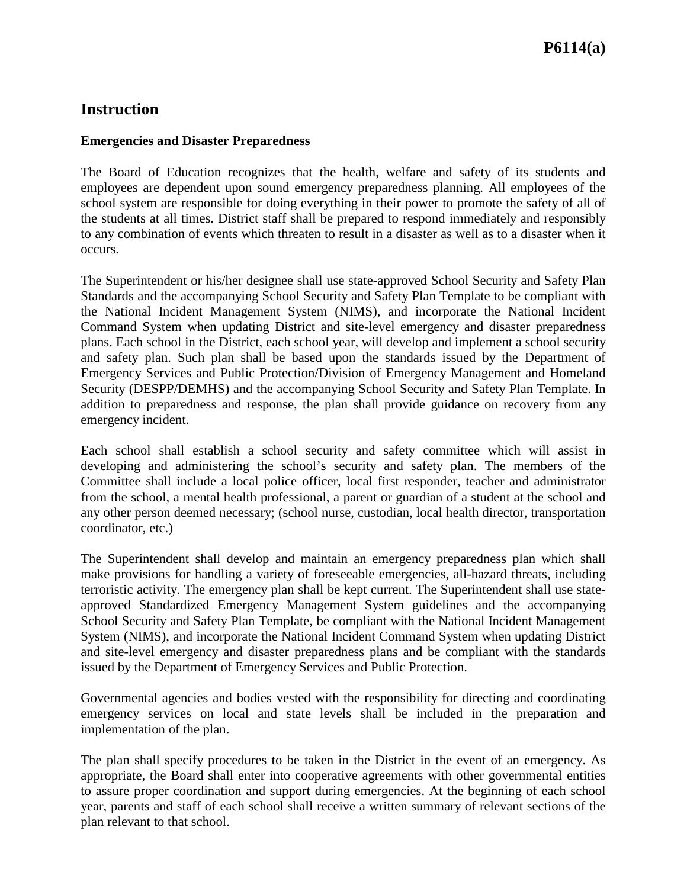P6114(a)

# Instruction

### Emergencies and Disaster Preparedness

The Board of Education recognizes that the health, welfare and safety of its students and employees are dependent upon sound emergency preparedness planning. All employees of the school system are responsible for doing everything in their power to promote the safety of all of the students at all times. District staff shall be prepared to respond immediately and responsibly to any combination of events which threaten to result in a disaster as well as to a disaster when it occurs.

The Superintendent or his/her designee shall use state-approved School Security and Safety Plan Standards and the accompanying School Security and Safety Plan Template to be compliant with the National Incident Management System (NIMS), and incorporate the National Incident Command System when updating District and site-level emergency and disaster preparedness plans. Each school in the District, each school year, will develop and implement a school security and safety plan. Such plan shall be based upon the standards issued by the Department of Emergency Services and Public Protection/Division of Emergency Management and Homeland Security (DESPP/DEMHS) and the accompanying School Security and Safety Plan Template. In addition to preparedness and response, the plan shall provide guidance on recovery from any emergency incident.

Each school shall establish a school security and safety committee which will assist in developing and administering the school's security and safety plan. The members of the Committee shall include a local police officer, local first responder, teacher and administrator from the school, a mental health professional, a parent or guardian of a student at the school and any other person deemed necessary; (school nurse, custodian, local health director, transportation coordinator, etc.)

The Superintendent shall develop and maintain an emergency preparedness plan which shall make provisions for handling a variety of foreseeable emergencies, all-hazard threats, including terroristic activity. The emergency plan shall be kept current. The Superintendent shall use state-approved Standardized Emergency Management System guidelines and the accompanying School Security and Safety Plan Template, be compliant with the National Incident Management System (NIMS), and incorporate the National Incident Command System when updating District and site-level emergency and disaster preparedness plans and be compliant with the standards issued by the Department of Emergency Services and Public Protection.

Governmental agencies and bodies vested with the responsibility for directing and coordinating emergency services on local and state levels shall be included in the preparation and implementation of the plan.

The plan shall specify procedures to be taken in the District in the event of an emergency. As appropriate, the Board shall enter into cooperative agreements with other governmental entities to assure proper coordination and support during emergencies. At the beginning of each school year, parents and staff of each school shall receive a written summary of relevant sections of the plan relevant to that school.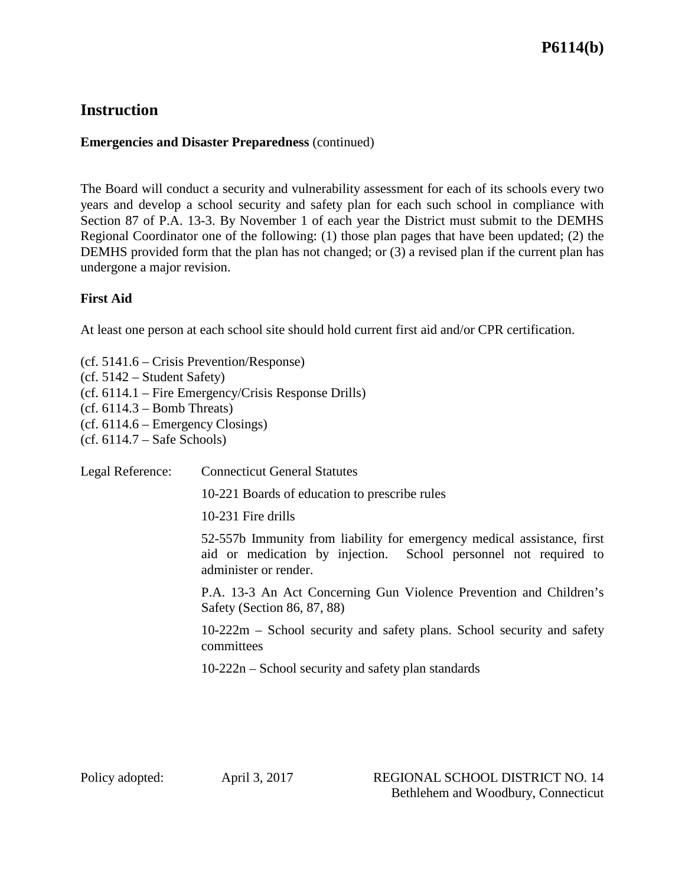## Instruction

**Emergencies and Disaster Preparedness** (continued)

The Board will conduct a security and vulnerability assessment for each of its schools every two years and develop a school security and safety plan for each such school in compliance with Section 87 of P.A. 13-3. By November 1 of each year the District must submit to the DEMHS Regional Coordinator one of the following: (1) those plan pages that have been updated; (2) the DEMHS provided form that the plan has not changed; or (3) a revised plan if the current plan has undergone a major revision.

**First Aid**

At least one person at each school site should hold current first aid and/or CPR certification.

(cf. 5141.6 – Crisis Prevention/Response)
(cf. 5142 – Student Safety)
(cf. 6114.1 – Fire Emergency/Crisis Response Drills)
(cf. 6114.3 – Bomb Threats)
(cf. 6114.6 – Emergency Closings)
(cf. 6114.7 – Safe Schools)

Legal Reference: Connecticut General Statutes

10-221 Boards of education to prescribe rules

10-231 Fire drills

52-557b Immunity from liability for emergency medical assistance, first aid or medication by injection. School personnel not required to administer or render.

P.A. 13-3 An Act Concerning Gun Violence Prevention and Children's Safety (Section 86, 87, 88)

10-222m – School security and safety plans. School security and safety committees

10-222n – School security and safety plan standards

Policy adopted: April 3, 2017

REGIONAL SCHOOL DISTRICT NO. 14
Bethlehem and Woodbury, Connecticut